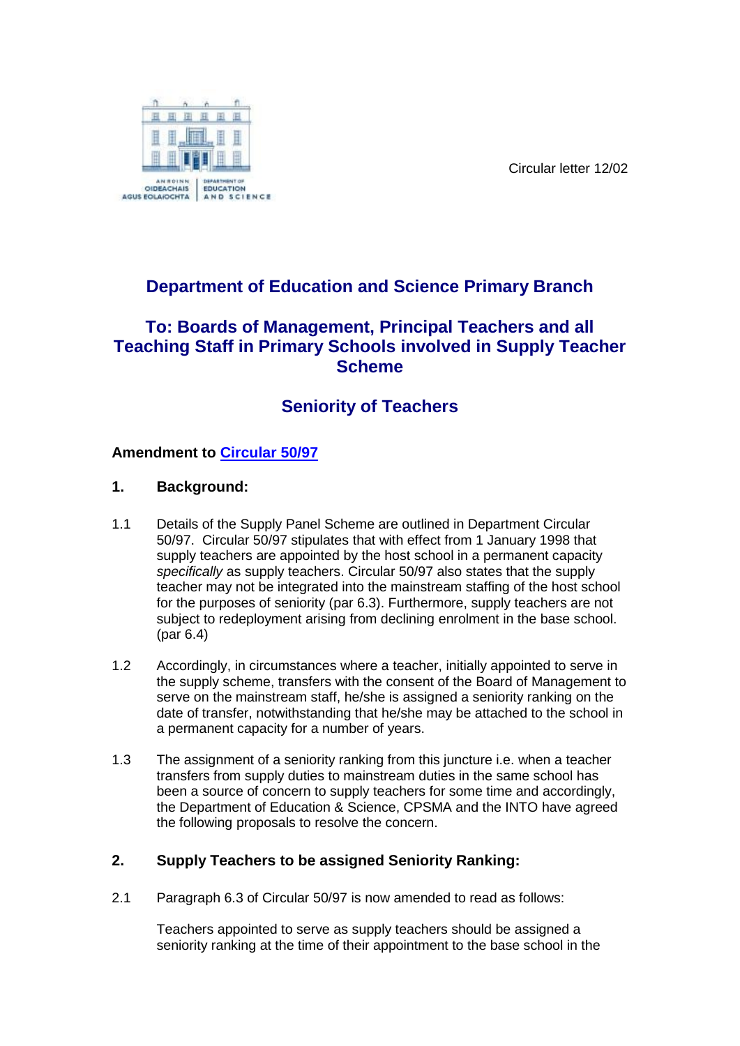Circular letter 12/02

# Department of Education and Science Primary Branch

## To: Boards of Management, Principal Teachers and all Teaching Staff in Primary Schools involved in Supply Teacher Scheme

## Seniority of Teachers

**Amendment to Circular 50/97**

### 1. Background:

1.1 Details of the Supply Panel Scheme are outlined in Department Circular 50/97. Circular 50/97 stipulates that with effect from 1 January 1998 that supply teachers are appointed by the host school in a permanent capacity *specifically* as supply teachers. Circular 50/97 also states that the supply teacher may not be integrated into the mainstream staffing of the host school for the purposes of seniority (par 6.3). Furthermore, supply teachers are not subject to redeployment arising from declining enrolment in the base school. (par 6.4)

1.2 Accordingly, in circumstances where a teacher, initially appointed to serve in the supply scheme, transfers with the consent of the Board of Management to serve on the mainstream staff, he/she is assigned a seniority ranking on the date of transfer, notwithstanding that he/she may be attached to the school in a permanent capacity for a number of years.

1.3 The assignment of a seniority ranking from this juncture i.e. when a teacher transfers from supply duties to mainstream duties in the same school has been a source of concern to supply teachers for some time and accordingly, the Department of Education & Science, CPSMA and the INTO have agreed the following proposals to resolve the concern.

### 2. Supply Teachers to be assigned Seniority Ranking:

2.1 Paragraph 6.3 of Circular 50/97 is now amended to read as follows:

Teachers appointed to serve as supply teachers should be assigned a seniority ranking at the time of their appointment to the base school in the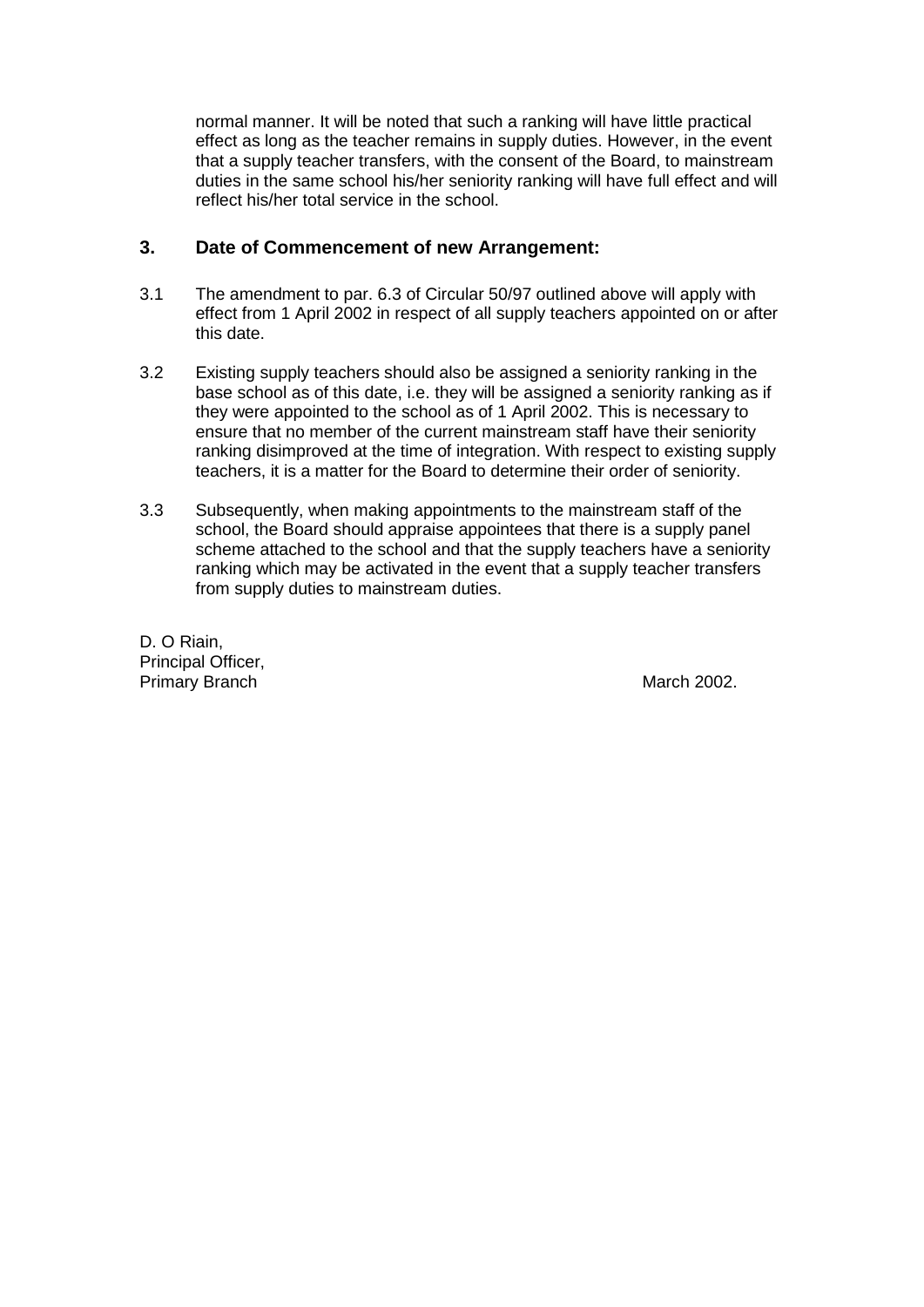normal manner. It will be noted that such a ranking will have little practical effect as long as the teacher remains in supply duties. However, in the event that a supply teacher transfers, with the consent of the Board, to mainstream duties in the same school his/her seniority ranking will have full effect and will reflect his/her total service in the school.

## 3. Date of Commencement of new Arrangement:

3.1 The amendment to par. 6.3 of Circular 50/97 outlined above will apply with effect from 1 April 2002 in respect of all supply teachers appointed on or after this date.

3.2 Existing supply teachers should also be assigned a seniority ranking in the base school as of this date, i.e. they will be assigned a seniority ranking as if they were appointed to the school as of 1 April 2002. This is necessary to ensure that no member of the current mainstream staff have their seniority ranking disimproved at the time of integration. With respect to existing supply teachers, it is a matter for the Board to determine their order of seniority.

3.3 Subsequently, when making appointments to the mainstream staff of the school, the Board should appraise appointees that there is a supply panel scheme attached to the school and that the supply teachers have a seniority ranking which may be activated in the event that a supply teacher transfers from supply duties to mainstream duties.

D. O Riain,
Principal Officer,
Primary Branch

March 2002.